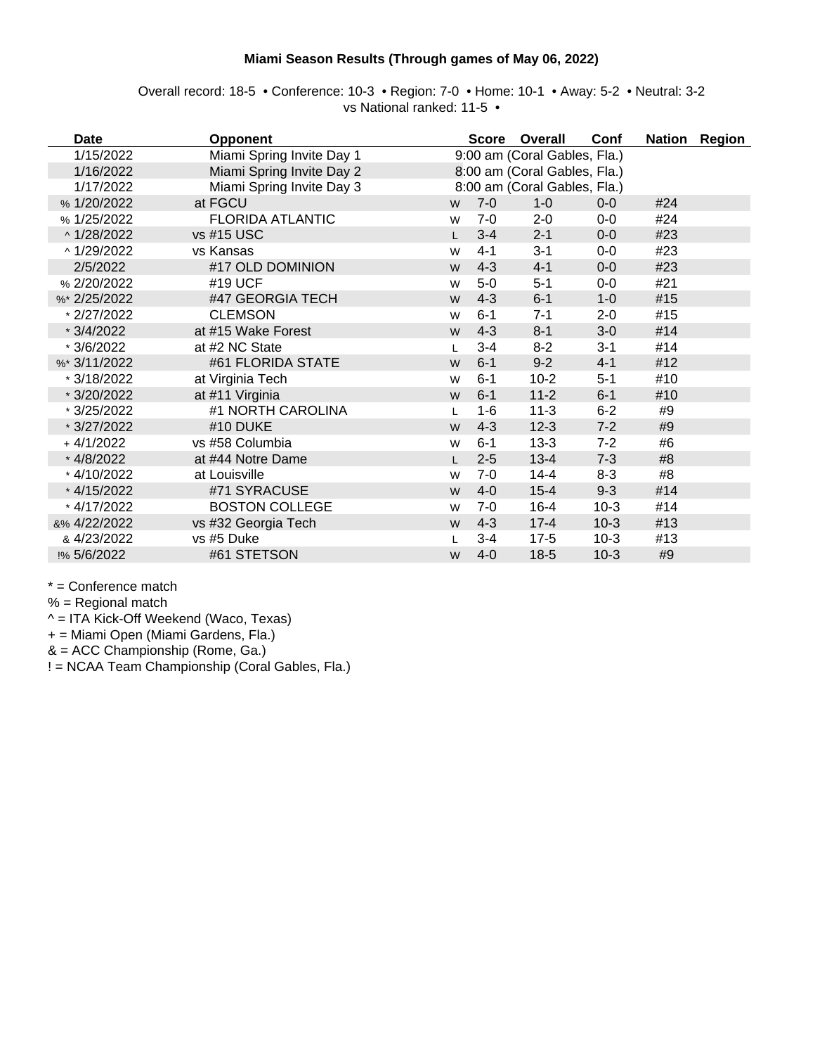**Miami Season Results (Through games of May 06, 2022)**

Overall record: 18-5 • Conference: 10-3 • Region: 7-0 • Home: 10-1 • Away: 5-2 • Neutral: 3-2
vs National ranked: 11-5 •

| Date | Opponent | | Score | Overall | Conf | Nation | Region |
|---|---|---|---|---|---|---|---|
| 1/15/2022 | Miami Spring Invite Day 1 | 9:00 am (Coral Gables, Fla.) | | | | | |
| 1/16/2022 | Miami Spring Invite Day 2 | 8:00 am (Coral Gables, Fla.) | | | | | |
| 1/17/2022 | Miami Spring Invite Day 3 | 8:00 am (Coral Gables, Fla.) | | | | | |
| % 1/20/2022 | at FGCU | W | 7-0 | 1-0 | 0-0 | #24 | |
| % 1/25/2022 | FLORIDA ATLANTIC | W | 7-0 | 2-0 | 0-0 | #24 | |
| ^ 1/28/2022 | vs #15 USC | L | 3-4 | 2-1 | 0-0 | #23 | |
| ^ 1/29/2022 | vs Kansas | W | 4-1 | 3-1 | 0-0 | #23 | |
| 2/5/2022 | #17 OLD DOMINION | W | 4-3 | 4-1 | 0-0 | #23 | |
| % 2/20/2022 | #19 UCF | W | 5-0 | 5-1 | 0-0 | #21 | |
| %* 2/25/2022 | #47 GEORGIA TECH | W | 4-3 | 6-1 | 1-0 | #15 | |
| * 2/27/2022 | CLEMSON | W | 6-1 | 7-1 | 2-0 | #15 | |
| * 3/4/2022 | at #15 Wake Forest | W | 4-3 | 8-1 | 3-0 | #14 | |
| * 3/6/2022 | at #2 NC State | L | 3-4 | 8-2 | 3-1 | #14 | |
| %* 3/11/2022 | #61 FLORIDA STATE | W | 6-1 | 9-2 | 4-1 | #12 | |
| * 3/18/2022 | at Virginia Tech | W | 6-1 | 10-2 | 5-1 | #10 | |
| * 3/20/2022 | at #11 Virginia | W | 6-1 | 11-2 | 6-1 | #10 | |
| * 3/25/2022 | #1 NORTH CAROLINA | L | 1-6 | 11-3 | 6-2 | #9 | |
| * 3/27/2022 | #10 DUKE | W | 4-3 | 12-3 | 7-2 | #9 | |
| + 4/1/2022 | vs #58 Columbia | W | 6-1 | 13-3 | 7-2 | #6 | |
| * 4/8/2022 | at #44 Notre Dame | L | 2-5 | 13-4 | 7-3 | #8 | |
| * 4/10/2022 | at Louisville | W | 7-0 | 14-4 | 8-3 | #8 | |
| * 4/15/2022 | #71 SYRACUSE | W | 4-0 | 15-4 | 9-3 | #14 | |
| * 4/17/2022 | BOSTON COLLEGE | W | 7-0 | 16-4 | 10-3 | #14 | |
| &% 4/22/2022 | vs #32 Georgia Tech | W | 4-3 | 17-4 | 10-3 | #13 | |
| & 4/23/2022 | vs #5 Duke | L | 3-4 | 17-5 | 10-3 | #13 | |
| !% 5/6/2022 | #61 STETSON | W | 4-0 | 18-5 | 10-3 | #9 | |

* = Conference match
% = Regional match
^ = ITA Kick-Off Weekend (Waco, Texas)
+ = Miami Open (Miami Gardens, Fla.)
& = ACC Championship (Rome, Ga.)
! = NCAA Team Championship (Coral Gables, Fla.)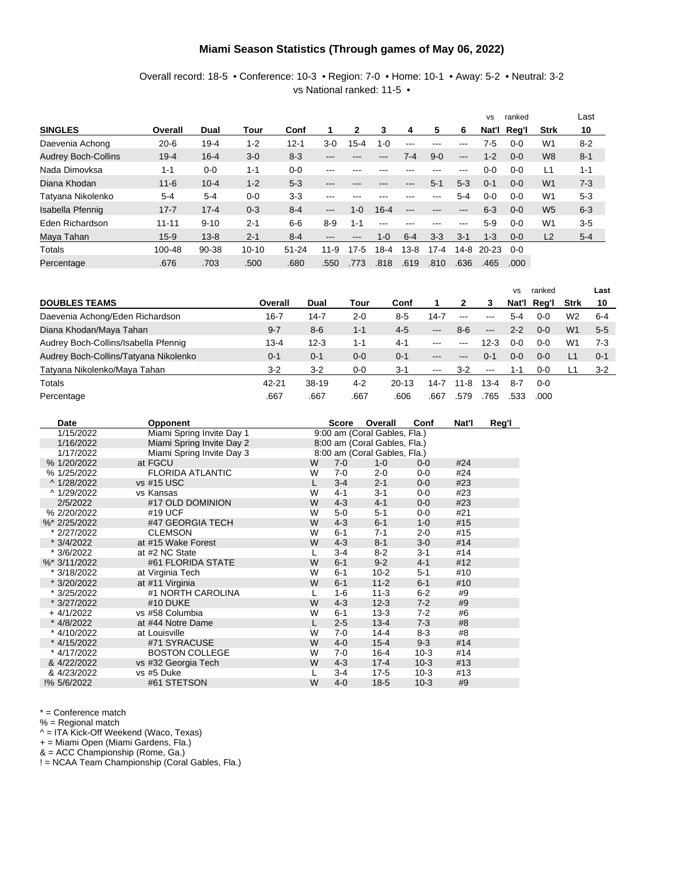# Miami Season Statistics (Through games of May 06, 2022)

Overall record: 18-5 • Conference: 10-3 • Region: 7-0 • Home: 10-1 • Away: 5-2 • Neutral: 3-2
vs National ranked: 11-5 •

| SINGLES | Overall | Dual | Tour | Conf | 1 | 2 | 3 | 4 | 5 | 6 | vs Nat'l | ranked Reg'l | Strk | Last 10 |
|---|---|---|---|---|---|---|---|---|---|---|---|---|---|---|
| Daevenia Achong | 20-6 | 19-4 | 1-2 | 12-1 | 3-0 | 15-4 | 1-0 | --- | --- | --- | 7-5 | 0-0 | W1 | 8-2 |
| Audrey Boch-Collins | 19-4 | 16-4 | 3-0 | 8-3 | --- | --- | --- | 7-4 | 9-0 | --- | 1-2 | 0-0 | W8 | 8-1 |
| Nada Dimovksa | 1-1 | 0-0 | 1-1 | 0-0 | --- | --- | --- | --- | --- | --- | 0-0 | 0-0 | L1 | 1-1 |
| Diana Khodan | 11-6 | 10-4 | 1-2 | 5-3 | --- | --- | --- | --- | 5-1 | 5-3 | 0-1 | 0-0 | W1 | 7-3 |
| Tatyana Nikolenko | 5-4 | 5-4 | 0-0 | 3-3 | --- | --- | --- | --- | --- | 5-4 | 0-0 | 0-0 | W1 | 5-3 |
| Isabella Pfennig | 17-7 | 17-4 | 0-3 | 8-4 | --- | 1-0 | 16-4 | --- | --- | --- | 6-3 | 0-0 | W5 | 6-3 |
| Eden Richardson | 11-11 | 9-10 | 2-1 | 6-6 | 8-9 | 1-1 | --- | --- | --- | --- | 5-9 | 0-0 | W1 | 3-5 |
| Maya Tahan | 15-9 | 13-8 | 2-1 | 8-4 | --- | --- | 1-0 | 6-4 | 3-3 | 3-1 | 1-3 | 0-0 | L2 | 5-4 |
| Totals | 100-48 | 90-38 | 10-10 | 51-24 | 11-9 | 17-5 | 18-4 | 13-8 | 17-4 | 14-8 | 20-23 | 0-0 | | |
| Percentage | .676 | .703 | .500 | .680 | .550 | .773 | .818 | .619 | .810 | .636 | .465 | .000 | | |

| DOUBLES TEAMS | Overall | Dual | Tour | Conf | 1 | 2 | 3 | vs Nat'l | ranked Reg'l | Strk | Last 10 |
|---|---|---|---|---|---|---|---|---|---|---|---|
| Daevenia Achong/Eden Richardson | 16-7 | 14-7 | 2-0 | 8-5 | 14-7 | --- | --- | 5-4 | 0-0 | W2 | 6-4 |
| Diana Khodan/Maya Tahan | 9-7 | 8-6 | 1-1 | 4-5 | --- | 8-6 | --- | 2-2 | 0-0 | W1 | 5-5 |
| Audrey Boch-Collins/Isabella Pfennig | 13-4 | 12-3 | 1-1 | 4-1 | --- | --- | 12-3 | 0-0 | 0-0 | W1 | 7-3 |
| Audrey Boch-Collins/Tatyana Nikolenko | 0-1 | 0-1 | 0-0 | 0-1 | --- | --- | 0-1 | 0-0 | 0-0 | L1 | 0-1 |
| Tatyana Nikolenko/Maya Tahan | 3-2 | 3-2 | 0-0 | 3-1 | --- | 3-2 | --- | 1-1 | 0-0 | L1 | 3-2 |
| Totals | 42-21 | 38-19 | 4-2 | 20-13 | 14-7 | 11-8 | 13-4 | 8-7 | 0-0 | | |
| Percentage | .667 | .667 | .667 | .606 | .667 | .579 | .765 | .533 | .000 | | |

| Date | Opponent | | Score | Overall | Conf | Nat'l | Reg'l |
|---|---|---|---|---|---|---|---|
| 1/15/2022 | Miami Spring Invite Day 1 | | 9:00 am (Coral Gables, Fla.) | | | | |
| 1/16/2022 | Miami Spring Invite Day 2 | | 8:00 am (Coral Gables, Fla.) | | | | |
| 1/17/2022 | Miami Spring Invite Day 3 | | 8:00 am (Coral Gables, Fla.) | | | | |
| % 1/20/2022 | at FGCU | W | 7-0 | 1-0 | 0-0 | #24 | |
| % 1/25/2022 | FLORIDA ATLANTIC | W | 7-0 | 2-0 | 0-0 | #24 | |
| ^ 1/28/2022 | vs #15 USC | L | 3-4 | 2-1 | 0-0 | #23 | |
| ^ 1/29/2022 | vs Kansas | W | 4-1 | 3-1 | 0-0 | #23 | |
| 2/5/2022 | #17 OLD DOMINION | W | 4-3 | 4-1 | 0-0 | #23 | |
| % 2/20/2022 | #19 UCF | W | 5-0 | 5-1 | 0-0 | #21 | |
| %* 2/25/2022 | #47 GEORGIA TECH | W | 4-3 | 6-1 | 1-0 | #15 | |
| * 2/27/2022 | CLEMSON | W | 6-1 | 7-1 | 2-0 | #15 | |
| * 3/4/2022 | at #15 Wake Forest | W | 4-3 | 8-1 | 3-0 | #14 | |
| * 3/6/2022 | at #2 NC State | L | 3-4 | 8-2 | 3-1 | #14 | |
| %* 3/11/2022 | #61 FLORIDA STATE | W | 6-1 | 9-2 | 4-1 | #12 | |
| * 3/18/2022 | at Virginia Tech | W | 6-1 | 10-2 | 5-1 | #10 | |
| * 3/20/2022 | at #11 Virginia | W | 6-1 | 11-2 | 6-1 | #10 | |
| * 3/25/2022 | #1 NORTH CAROLINA | L | 1-6 | 11-3 | 6-2 | #9 | |
| * 3/27/2022 | #10 DUKE | W | 4-3 | 12-3 | 7-2 | #9 | |
| + 4/1/2022 | vs #58 Columbia | W | 6-1 | 13-3 | 7-2 | #6 | |
| * 4/8/2022 | at #44 Notre Dame | L | 2-5 | 13-4 | 7-3 | #8 | |
| * 4/10/2022 | at Louisville | W | 7-0 | 14-4 | 8-3 | #8 | |
| * 4/15/2022 | #71 SYRACUSE | W | 4-0 | 15-4 | 9-3 | #14 | |
| * 4/17/2022 | BOSTON COLLEGE | W | 7-0 | 16-4 | 10-3 | #14 | |
| & 4/22/2022 | vs #32 Georgia Tech | W | 4-3 | 17-4 | 10-3 | #13 | |
| & 4/23/2022 | vs #5 Duke | L | 3-4 | 17-5 | 10-3 | #13 | |
| !% 5/6/2022 | #61 STETSON | W | 4-0 | 18-5 | 10-3 | #9 | |

* = Conference match
% = Regional match
^ = ITA Kick-Off Weekend (Waco, Texas)
+ = Miami Open (Miami Gardens, Fla.)
& = ACC Championship (Rome, Ga.)
! = NCAA Team Championship (Coral Gables, Fla.)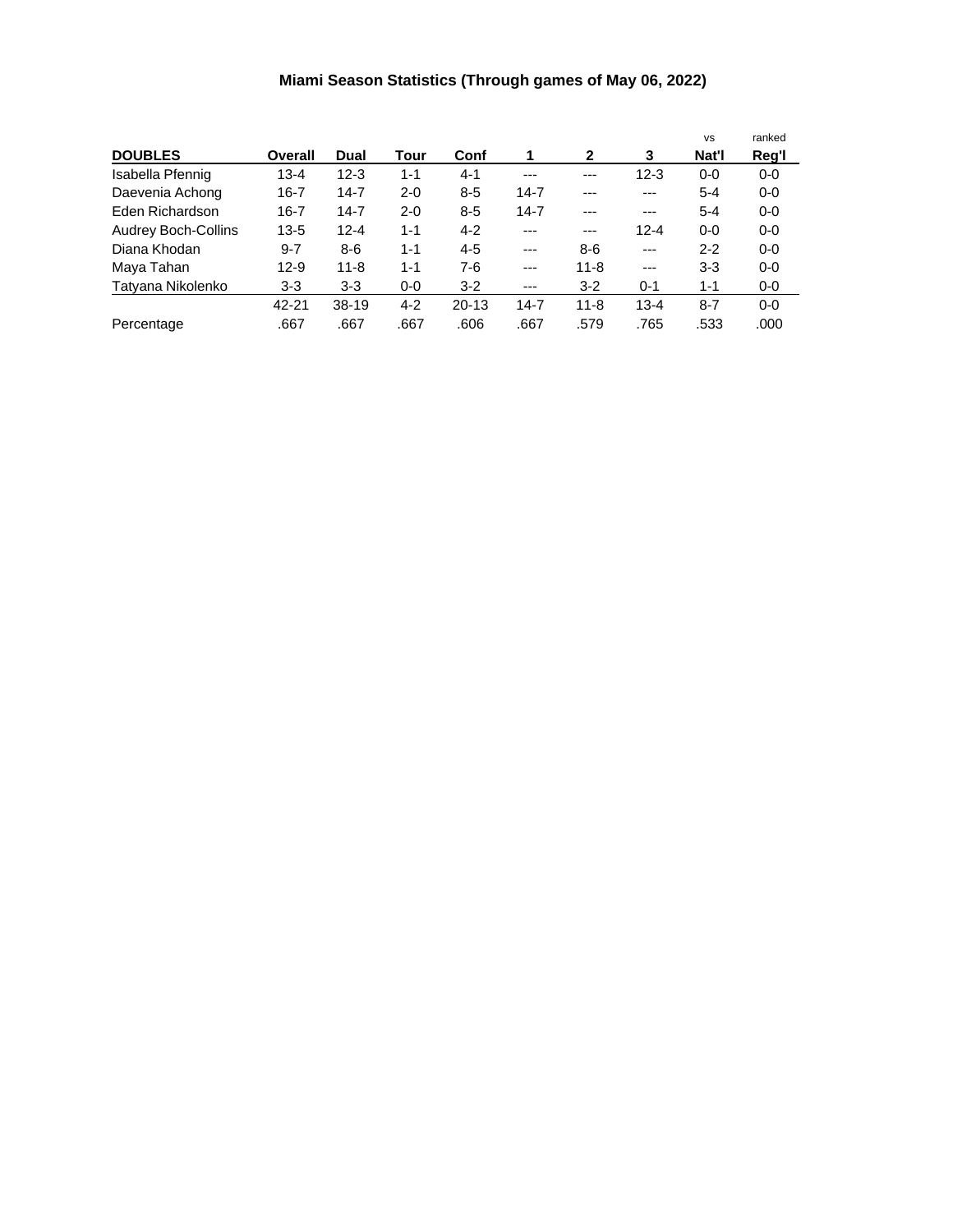# Miami Season Statistics (Through games of May 06, 2022)

| DOUBLES | Overall | Dual | Tour | Conf | 1 | 2 | 3 | vs Nat'l | ranked Reg'l |
|---|---|---|---|---|---|---|---|---|---|
| Isabella Pfennig | 13-4 | 12-3 | 1-1 | 4-1 | --- | --- | 12-3 | 0-0 | 0-0 |
| Daevenia Achong | 16-7 | 14-7 | 2-0 | 8-5 | 14-7 | --- | --- | 5-4 | 0-0 |
| Eden Richardson | 16-7 | 14-7 | 2-0 | 8-5 | 14-7 | --- | --- | 5-4 | 0-0 |
| Audrey Boch-Collins | 13-5 | 12-4 | 1-1 | 4-2 | --- | --- | 12-4 | 0-0 | 0-0 |
| Diana Khodan | 9-7 | 8-6 | 1-1 | 4-5 | --- | 8-6 | --- | 2-2 | 0-0 |
| Maya Tahan | 12-9 | 11-8 | 1-1 | 7-6 | --- | 11-8 | --- | 3-3 | 0-0 |
| Tatyana Nikolenko | 3-3 | 3-3 | 0-0 | 3-2 | --- | 3-2 | 0-1 | 1-1 | 0-0 |
| | 42-21 | 38-19 | 4-2 | 20-13 | 14-7 | 11-8 | 13-4 | 8-7 | 0-0 |
| Percentage | .667 | .667 | .667 | .606 | .667 | .579 | .765 | .533 | .000 |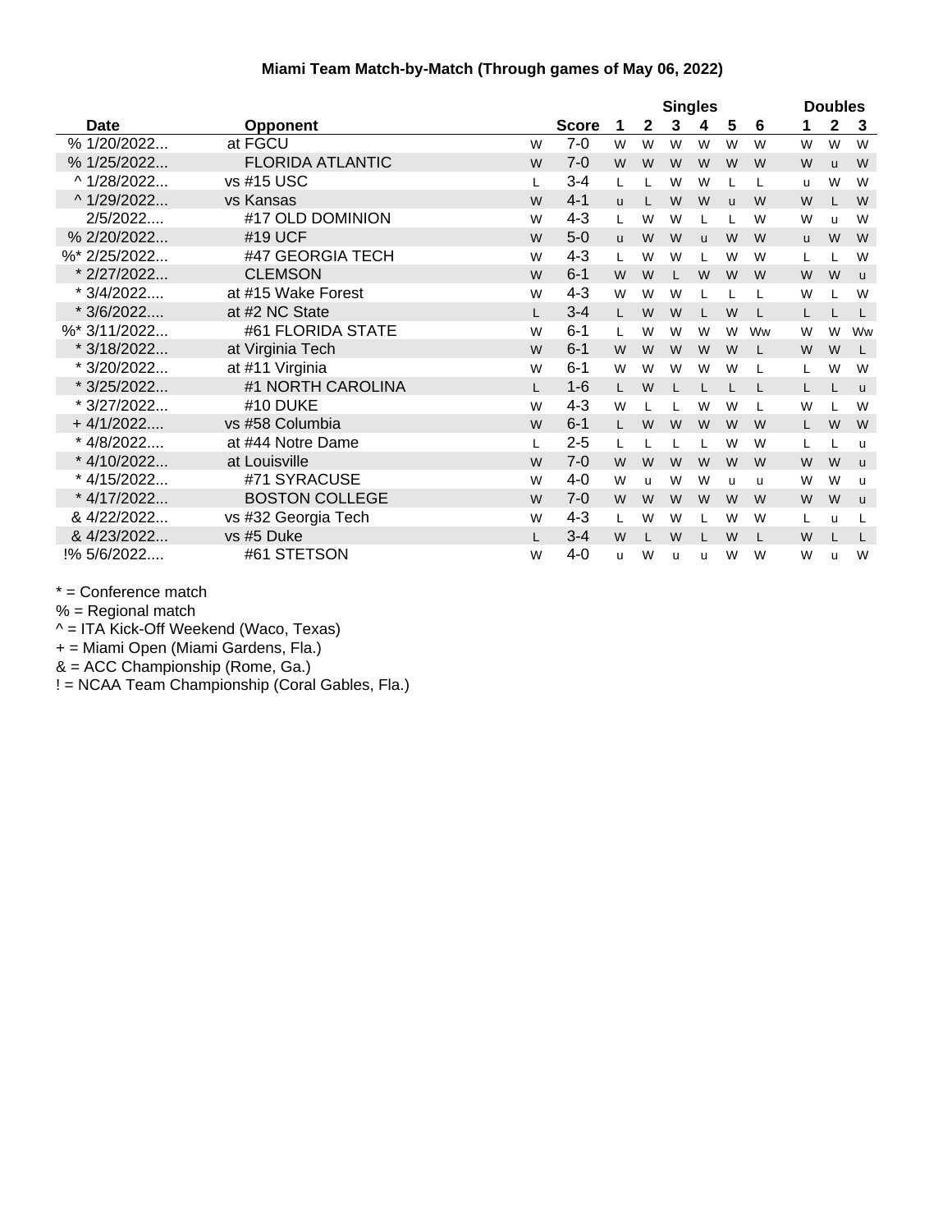**Miami Team Match-by-Match (Through games of May 06, 2022)**

| Date | Opponent | | Score | Singles 1 | 2 | 3 | 4 | 5 | 6 | Doubles 1 | 2 | 3 |
|---|---|---|---|---|---|---|---|---|---|---|---|---|
| % 1/20/2022... | at FGCU | W | 7-0 | W | W | W | W | W | W | W | W | W |
| % 1/25/2022... | FLORIDA ATLANTIC | W | 7-0 | W | W | W | W | W | W | W | u | W |
| ^ 1/28/2022... | vs #15 USC | L | 3-4 | L | L | W | W | L | L | u | W | W |
| ^ 1/29/2022... | vs Kansas | W | 4-1 | u | L | W | W | u | W | W | L | W |
| 2/5/2022.... | #17 OLD DOMINION | W | 4-3 | L | W | W | L | L | W | W | u | W |
| % 2/20/2022... | #19 UCF | W | 5-0 | u | W | W | u | W | W | u | W | W |
| %* 2/25/2022... | #47 GEORGIA TECH | W | 4-3 | L | W | W | L | W | W | L | L | W |
| * 2/27/2022... | CLEMSON | W | 6-1 | W | W | L | W | W | W | W | W | u |
| * 3/4/2022.... | at #15 Wake Forest | W | 4-3 | W | W | W | L | L | L | W | L | W |
| * 3/6/2022.... | at #2 NC State | L | 3-4 | L | W | W | L | W | L | L | L | L |
| %* 3/11/2022... | #61 FLORIDA STATE | W | 6-1 | L | W | W | W | W | Ww | W | W | Ww |
| * 3/18/2022... | at Virginia Tech | W | 6-1 | W | W | W | W | W | L | W | W | L |
| * 3/20/2022... | at #11 Virginia | W | 6-1 | W | W | W | W | W | L | L | W | W |
| * 3/25/2022... | #1 NORTH CAROLINA | L | 1-6 | L | W | L | L | L | L | L | L | u |
| * 3/27/2022... | #10 DUKE | W | 4-3 | W | L | L | W | W | L | W | L | W |
| + 4/1/2022.... | vs #58 Columbia | W | 6-1 | L | W | W | W | W | W | L | W | W |
| * 4/8/2022.... | at #44 Notre Dame | L | 2-5 | L | L | L | L | W | W | L | L | u |
| * 4/10/2022... | at Louisville | W | 7-0 | W | W | W | W | W | W | W | W | u |
| * 4/15/2022... | #71 SYRACUSE | W | 4-0 | W | u | W | W | u | u | W | W | u |
| * 4/17/2022... | BOSTON COLLEGE | W | 7-0 | W | W | W | W | W | W | W | W | u |
| & 4/22/2022... | vs #32 Georgia Tech | W | 4-3 | L | W | W | L | W | W | L | u | L |
| & 4/23/2022... | vs #5 Duke | L | 3-4 | W | L | W | L | W | L | W | L | L |
| !% 5/6/2022.... | #61 STETSON | W | 4-0 | u | W | u | u | W | W | W | u | W |

* = Conference match
% = Regional match
^ = ITA Kick-Off Weekend (Waco, Texas)
+ = Miami Open (Miami Gardens, Fla.)
& = ACC Championship (Rome, Ga.)
! = NCAA Team Championship (Coral Gables, Fla.)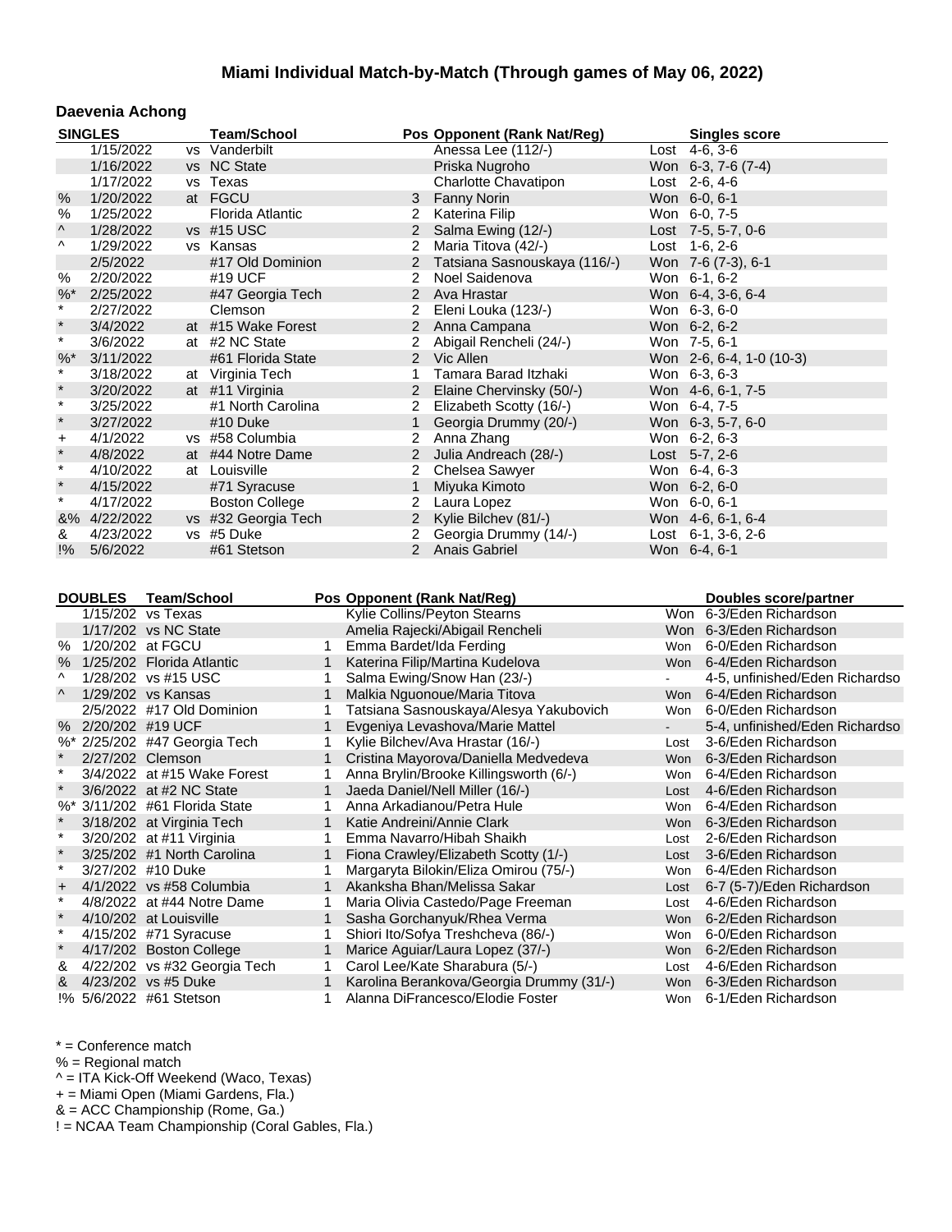# Miami Individual Match-by-Match (Through games of May 06, 2022)

## Daevenia Achong

| SINGLES | | | Team/School | Pos | Opponent (Rank Nat/Reg) | | Singles score |
|---|---|---|---|---|---|---|---|
| | 1/15/2022 | vs | Vanderbilt | | Anessa Lee (112/-) | Lost | 4-6, 3-6 |
| | 1/16/2022 | vs | NC State | | Priska Nugroho | Won | 6-3, 7-6 (7-4) |
| | 1/17/2022 | vs | Texas | | Charlotte Chavatipon | Lost | 2-6, 4-6 |
| % | 1/20/2022 | at | FGCU | 3 | Fanny Norin | Won | 6-0, 6-1 |
| % | 1/25/2022 | | Florida Atlantic | 2 | Katerina Filip | Won | 6-0, 7-5 |
| ^ | 1/28/2022 | vs | #15 USC | 2 | Salma Ewing (12/-) | Lost | 7-5, 5-7, 0-6 |
| ^ | 1/29/2022 | vs | Kansas | 2 | Maria Titova (42/-) | Lost | 1-6, 2-6 |
| | 2/5/2022 | | #17 Old Dominion | 2 | Tatsiana Sasnouskaya (116/-) | Won | 7-6 (7-3), 6-1 |
| % | 2/20/2022 | | #19 UCF | 2 | Noel Saidenova | Won | 6-1, 6-2 |
| %* | 2/25/2022 | | #47 Georgia Tech | 2 | Ava Hrastar | Won | 6-4, 3-6, 6-4 |
| * | 2/27/2022 | | Clemson | 2 | Eleni Louka (123/-) | Won | 6-3, 6-0 |
| * | 3/4/2022 | at | #15 Wake Forest | 2 | Anna Campana | Won | 6-2, 6-2 |
| * | 3/6/2022 | at | #2 NC State | 2 | Abigail Rencheli (24/-) | Won | 7-5, 6-1 |
| %* | 3/11/2022 | | #61 Florida State | 2 | Vic Allen | Won | 2-6, 6-4, 1-0 (10-3) |
| * | 3/18/2022 | at | Virginia Tech | 1 | Tamara Barad Itzhaki | Won | 6-3, 6-3 |
| * | 3/20/2022 | at | #11 Virginia | 2 | Elaine Chervinsky (50/-) | Won | 4-6, 6-1, 7-5 |
| * | 3/25/2022 | | #1 North Carolina | 2 | Elizabeth Scotty (16/-) | Won | 6-4, 7-5 |
| * | 3/27/2022 | | #10 Duke | 1 | Georgia Drummy (20/-) | Won | 6-3, 5-7, 6-0 |
| + | 4/1/2022 | vs | #58 Columbia | 2 | Anna Zhang | Won | 6-2, 6-3 |
| * | 4/8/2022 | at | #44 Notre Dame | 2 | Julia Andreach (28/-) | Lost | 5-7, 2-6 |
| * | 4/10/2022 | at | Louisville | 2 | Chelsea Sawyer | Won | 6-4, 6-3 |
| * | 4/15/2022 | | #71 Syracuse | 1 | Miyuka Kimoto | Won | 6-2, 6-0 |
| * | 4/17/2022 | | Boston College | 2 | Laura Lopez | Won | 6-0, 6-1 |
| &% | 4/22/2022 | vs | #32 Georgia Tech | 2 | Kylie Bilchev (81/-) | Won | 4-6, 6-1, 6-4 |
| & | 4/23/2022 | vs | #5 Duke | 2 | Georgia Drummy (14/-) | Lost | 6-1, 3-6, 2-6 |
| !% | 5/6/2022 | | #61 Stetson | 2 | Anais Gabriel | Won | 6-4, 6-1 |

| DOUBLES | | Team/School | Pos | Opponent (Rank Nat/Reg) | | Doubles score/partner |
|---|---|---|---|---|---|---|
| | 1/15/202 | vs Texas | | Kylie Collins/Peyton Stearns | Won | 6-3/Eden Richardson |
| | 1/17/202 | vs NC State | | Amelia Rajecki/Abigail Rencheli | Won | 6-3/Eden Richardson |
| % | 1/20/202 | at FGCU | 1 | Emma Bardet/Ida Ferding | Won | 6-0/Eden Richardson |
| % | 1/25/202 | Florida Atlantic | 1 | Katerina Filip/Martina Kudelova | Won | 6-4/Eden Richardson |
| ^ | 1/28/202 | vs #15 USC | 1 | Salma Ewing/Snow Han (23/-) | - | 4-5, unfinished/Eden Richardso |
| ^ | 1/29/202 | vs Kansas | 1 | Malkia Nguonoue/Maria Titova | Won | 6-4/Eden Richardson |
| | 2/5/2022 | #17 Old Dominion | 1 | Tatsiana Sasnouskaya/Alesya Yakubovich | Won | 6-0/Eden Richardson |
| % | 2/20/202 | #19 UCF | 1 | Evgeniya Levashova/Marie Mattel | - | 5-4, unfinished/Eden Richardso |
| %* | 2/25/202 | #47 Georgia Tech | 1 | Kylie Bilchev/Ava Hrastar (16/-) | Lost | 3-6/Eden Richardson |
| * | 2/27/202 | Clemson | 1 | Cristina Mayorova/Daniella Medvedeva | Won | 6-3/Eden Richardson |
| * | 3/4/2022 | at #15 Wake Forest | 1 | Anna Brylin/Brooke Killingsworth (6/-) | Won | 6-4/Eden Richardson |
| * | 3/6/2022 | at #2 NC State | 1 | Jaeda Daniel/Nell Miller (16/-) | Lost | 4-6/Eden Richardson |
| %* | 3/11/202 | #61 Florida State | 1 | Anna Arkadianou/Petra Hule | Won | 6-4/Eden Richardson |
| * | 3/18/202 | at Virginia Tech | 1 | Katie Andreini/Annie Clark | Won | 6-3/Eden Richardson |
| * | 3/20/202 | at #11 Virginia | 1 | Emma Navarro/Hibah Shaikh | Lost | 2-6/Eden Richardson |
| * | 3/25/202 | #1 North Carolina | 1 | Fiona Crawley/Elizabeth Scotty (1/-) | Lost | 3-6/Eden Richardson |
| * | 3/27/202 | #10 Duke | 1 | Margaryta Bilokin/Eliza Omirou (75/-) | Won | 6-4/Eden Richardson |
| + | 4/1/2022 | vs #58 Columbia | 1 | Akanksha Bhan/Melissa Sakar | Lost | 6-7 (5-7)/Eden Richardson |
| * | 4/8/2022 | at #44 Notre Dame | 1 | Maria Olivia Castedo/Page Freeman | Lost | 4-6/Eden Richardson |
| * | 4/10/202 | at Louisville | 1 | Sasha Gorchanyuk/Rhea Verma | Won | 6-2/Eden Richardson |
| * | 4/15/202 | #71 Syracuse | 1 | Shiori Ito/Sofya Treshcheva (86/-) | Won | 6-0/Eden Richardson |
| * | 4/17/202 | Boston College | 1 | Marice Aguiar/Laura Lopez (37/-) | Won | 6-2/Eden Richardson |
| & | 4/22/202 | vs #32 Georgia Tech | 1 | Carol Lee/Kate Sharabura (5/-) | Lost | 4-6/Eden Richardson |
| & | 4/23/202 | vs #5 Duke | 1 | Karolina Berankova/Georgia Drummy (31/-) | Won | 6-3/Eden Richardson |
| !% | 5/6/2022 | #61 Stetson | 1 | Alanna DiFrancesco/Elodie Foster | Won | 6-1/Eden Richardson |

* = Conference match
% = Regional match
^ = ITA Kick-Off Weekend (Waco, Texas)
+ = Miami Open (Miami Gardens, Fla.)
& = ACC Championship (Rome, Ga.)
! = NCAA Team Championship (Coral Gables, Fla.)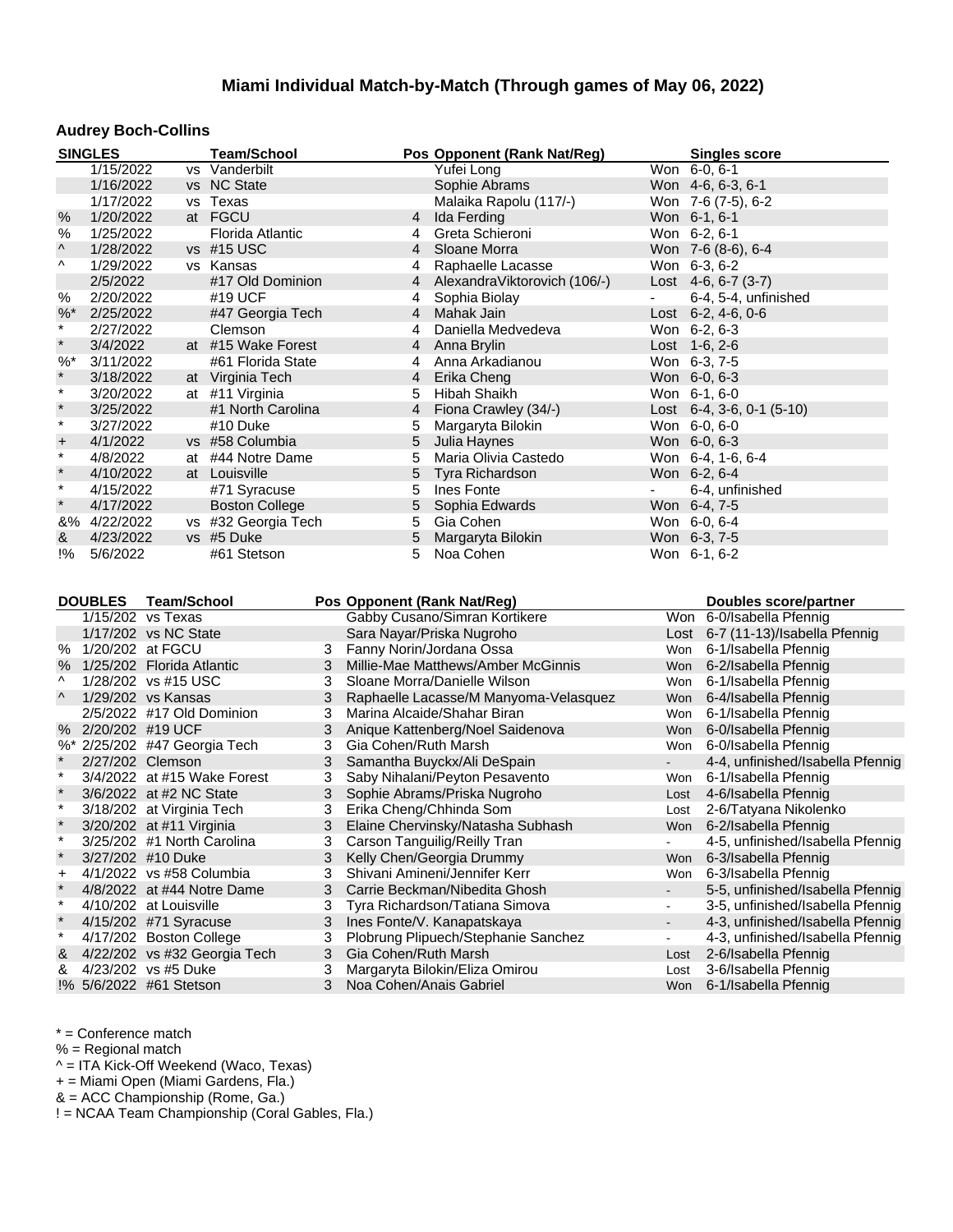# Miami Individual Match-by-Match (Through games of May 06, 2022)

## Audrey Boch-Collins

| | SINGLES | | Team/School | Pos | Opponent (Rank Nat/Reg) | | Singles score |
|---|---|---|---|---|---|---|---|
| | 1/15/2022 | vs | Vanderbilt | | Yufei Long | Won | 6-0, 6-1 |
| | 1/16/2022 | vs | NC State | | Sophie Abrams | Won | 4-6, 6-3, 6-1 |
| | 1/17/2022 | vs | Texas | | Malaika Rapolu (117/-) | Won | 7-6 (7-5), 6-2 |
| % | 1/20/2022 | at | FGCU | 4 | Ida Ferding | Won | 6-1, 6-1 |
| % | 1/25/2022 | | Florida Atlantic | 4 | Greta Schieroni | Won | 6-2, 6-1 |
| ^ | 1/28/2022 | vs | #15 USC | 4 | Sloane Morra | Won | 7-6 (8-6), 6-4 |
| ^ | 1/29/2022 | vs | Kansas | 4 | Raphaelle Lacasse | Won | 6-3, 6-2 |
| | 2/5/2022 | | #17 Old Dominion | 4 | AlexandraViktorovich (106/-) | Lost | 4-6, 6-7 (3-7) |
| % | 2/20/2022 | | #19 UCF | 4 | Sophia Biolay | - | 6-4, 5-4, unfinished |
| %* | 2/25/2022 | | #47 Georgia Tech | 4 | Mahak Jain | Lost | 6-2, 4-6, 0-6 |
| * | 2/27/2022 | | Clemson | 4 | Daniella Medvedeva | Won | 6-2, 6-3 |
| * | 3/4/2022 | at | #15 Wake Forest | 4 | Anna Brylin | Lost | 1-6, 2-6 |
| %* | 3/11/2022 | | #61 Florida State | 4 | Anna Arkadianou | Won | 6-3, 7-5 |
| * | 3/18/2022 | at | Virginia Tech | 4 | Erika Cheng | Won | 6-0, 6-3 |
| * | 3/20/2022 | at | #11 Virginia | 5 | Hibah Shaikh | Won | 6-1, 6-0 |
| * | 3/25/2022 | | #1 North Carolina | 4 | Fiona Crawley (34/-) | Lost | 6-4, 3-6, 0-1 (5-10) |
| * | 3/27/2022 | | #10 Duke | 5 | Margaryta Bilokin | Won | 6-0, 6-0 |
| + | 4/1/2022 | vs | #58 Columbia | 5 | Julia Haynes | Won | 6-0, 6-3 |
| * | 4/8/2022 | at | #44 Notre Dame | 5 | Maria Olivia Castedo | Won | 6-4, 1-6, 6-4 |
| * | 4/10/2022 | at | Louisville | 5 | Tyra Richardson | Won | 6-2, 6-4 |
| * | 4/15/2022 | | #71 Syracuse | 5 | Ines Fonte | - | 6-4, unfinished |
| * | 4/17/2022 | | Boston College | 5 | Sophia Edwards | Won | 6-4, 7-5 |
| &% | 4/22/2022 | vs | #32 Georgia Tech | 5 | Gia Cohen | Won | 6-0, 6-4 |
| & | 4/23/2022 | vs | #5 Duke | 5 | Margaryta Bilokin | Won | 6-3, 7-5 |
| !% | 5/6/2022 | | #61 Stetson | 5 | Noa Cohen | Won | 6-1, 6-2 |

| | DOUBLES | Team/School | Pos | Opponent (Rank Nat/Reg) | | Doubles score/partner |
|---|---|---|---|---|---|---|
| | 1/15/202 | vs Texas | | Gabby Cusano/Simran Kortikere | Won | 6-0/Isabella Pfennig |
| | 1/17/202 | vs NC State | | Sara Nayar/Priska Nugroho | Lost | 6-7 (11-13)/Isabella Pfennig |
| % | 1/20/202 | at FGCU | 3 | Fanny Norin/Jordana Ossa | Won | 6-1/Isabella Pfennig |
| % | 1/25/202 | Florida Atlantic | 3 | Millie-Mae Matthews/Amber McGinnis | Won | 6-2/Isabella Pfennig |
| ^ | 1/28/202 | vs #15 USC | 3 | Sloane Morra/Danielle Wilson | Won | 6-1/Isabella Pfennig |
| ^ | 1/29/202 | vs Kansas | 3 | Raphaelle Lacasse/M Manyoma-Velasquez | Won | 6-4/Isabella Pfennig |
| | 2/5/2022 | #17 Old Dominion | 3 | Marina Alcaide/Shahar Biran | Won | 6-1/Isabella Pfennig |
| % | 2/20/202 | #19 UCF | 3 | Anique Kattenberg/Noel Saidenova | Won | 6-0/Isabella Pfennig |
| %* | 2/25/202 | #47 Georgia Tech | 3 | Gia Cohen/Ruth Marsh | Won | 6-0/Isabella Pfennig |
| * | 2/27/202 | Clemson | 3 | Samantha Buyckx/Ali DeSpain | - | 4-4, unfinished/Isabella Pfennig |
| * | 3/4/2022 | at #15 Wake Forest | 3 | Saby Nihalani/Peyton Pesavento | Won | 6-1/Isabella Pfennig |
| * | 3/6/2022 | at #2 NC State | 3 | Sophie Abrams/Priska Nugroho | Lost | 4-6/Isabella Pfennig |
| * | 3/18/202 | at Virginia Tech | 3 | Erika Cheng/Chhinda Som | Lost | 2-6/Tatyana Nikolenko |
| * | 3/20/202 | at #11 Virginia | 3 | Elaine Chervinsky/Natasha Subhash | Won | 6-2/Isabella Pfennig |
| * | 3/25/202 | #1 North Carolina | 3 | Carson Tanguilig/Reilly Tran | - | 4-5, unfinished/Isabella Pfennig |
| * | 3/27/202 | #10 Duke | 3 | Kelly Chen/Georgia Drummy | Won | 6-3/Isabella Pfennig |
| + | 4/1/2022 | vs #58 Columbia | 3 | Shivani Amineni/Jennifer Kerr | Won | 6-3/Isabella Pfennig |
| * | 4/8/2022 | at #44 Notre Dame | 3 | Carrie Beckman/Nibedita Ghosh | - | 5-5, unfinished/Isabella Pfennig |
| * | 4/10/202 | at Louisville | 3 | Tyra Richardson/Tatiana Simova | - | 3-5, unfinished/Isabella Pfennig |
| * | 4/15/202 | #71 Syracuse | 3 | Ines Fonte/V. Kanapatskaya | - | 4-3, unfinished/Isabella Pfennig |
| * | 4/17/202 | Boston College | 3 | Plobrung Plipuech/Stephanie Sanchez | - | 4-3, unfinished/Isabella Pfennig |
| & | 4/22/202 | vs #32 Georgia Tech | 3 | Gia Cohen/Ruth Marsh | Lost | 2-6/Isabella Pfennig |
| & | 4/23/202 | vs #5 Duke | 3 | Margaryta Bilokin/Eliza Omirou | Lost | 3-6/Isabella Pfennig |
| !% | 5/6/2022 | #61 Stetson | 3 | Noa Cohen/Anais Gabriel | Won | 6-1/Isabella Pfennig |

* = Conference match
% = Regional match
^ = ITA Kick-Off Weekend (Waco, Texas)
+ = Miami Open (Miami Gardens, Fla.)
& = ACC Championship (Rome, Ga.)
! = NCAA Team Championship (Coral Gables, Fla.)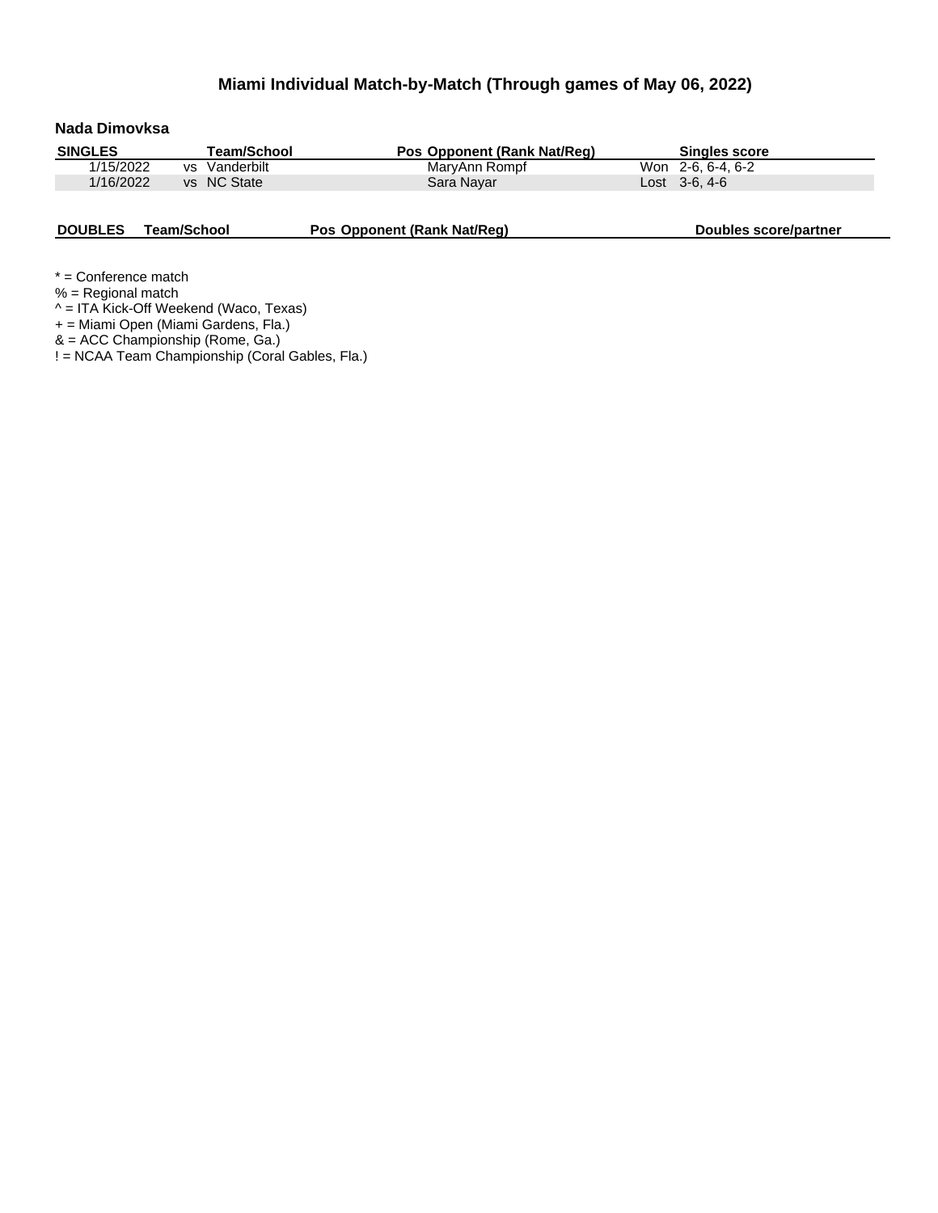## Miami Individual Match-by-Match (Through games of May 06, 2022)

### Nada Dimovksa

| SINGLES | | Team/School | Pos | Opponent (Rank Nat/Reg) | | Singles score |
|---|---|---|---|---|---|---|
| 1/15/2022 | vs | Vanderbilt | | MaryAnn Rompf | Won | 2-6, 6-4, 6-2 |
| 1/16/2022 | vs | NC State | | Sara Nayar | Lost | 3-6, 4-6 |

| DOUBLES | Team/School | Pos | Opponent (Rank Nat/Reg) | Doubles score/partner |
|---|---|---|---|---|

* = Conference match
% = Regional match
^ = ITA Kick-Off Weekend (Waco, Texas)
+ = Miami Open (Miami Gardens, Fla.)
& = ACC Championship (Rome, Ga.)
! = NCAA Team Championship (Coral Gables, Fla.)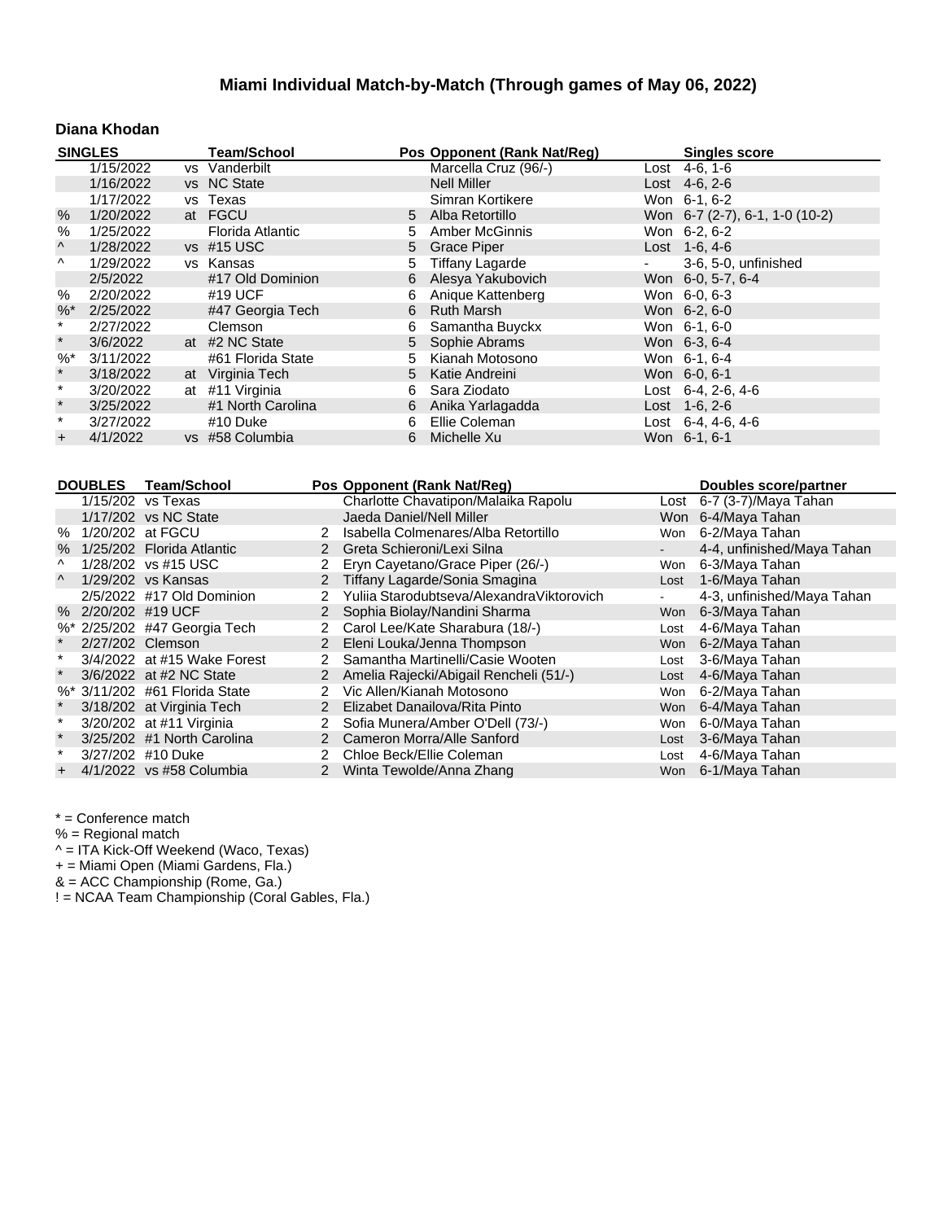# Miami Individual Match-by-Match (Through games of May 06, 2022)

## Diana Khodan

| SINGLES | | | Team/School | Pos | Opponent (Rank Nat/Reg) | | Singles score |
|---|---|---|---|---|---|---|---|
| | 1/15/2022 | vs | Vanderbilt | | Marcella Cruz (96/-) | Lost | 4-6, 1-6 |
| | 1/16/2022 | vs | NC State | | Nell Miller | Lost | 4-6, 2-6 |
| | 1/17/2022 | vs | Texas | | Simran Kortikere | Won | 6-1, 6-2 |
| % | 1/20/2022 | at | FGCU | 5 | Alba Retortillo | Won | 6-7 (2-7), 6-1, 1-0 (10-2) |
| % | 1/25/2022 | | Florida Atlantic | 5 | Amber McGinnis | Won | 6-2, 6-2 |
| ^ | 1/28/2022 | vs | #15 USC | 5 | Grace Piper | Lost | 1-6, 4-6 |
| ^ | 1/29/2022 | vs | Kansas | 5 | Tiffany Lagarde | - | 3-6, 5-0, unfinished |
| | 2/5/2022 | | #17 Old Dominion | 6 | Alesya Yakubovich | Won | 6-0, 5-7, 6-4 |
| % | 2/20/2022 | | #19 UCF | 6 | Anique Kattenberg | Won | 6-0, 6-3 |
| %* | 2/25/2022 | | #47 Georgia Tech | 6 | Ruth Marsh | Won | 6-2, 6-0 |
| * | 2/27/2022 | | Clemson | 6 | Samantha Buyckx | Won | 6-1, 6-0 |
| * | 3/6/2022 | at | #2 NC State | 5 | Sophie Abrams | Won | 6-3, 6-4 |
| %* | 3/11/2022 | | #61 Florida State | 5 | Kianah Motosono | Won | 6-1, 6-4 |
| * | 3/18/2022 | at | Virginia Tech | 5 | Katie Andreini | Won | 6-0, 6-1 |
| * | 3/20/2022 | at | #11 Virginia | 6 | Sara Ziodato | Lost | 6-4, 2-6, 4-6 |
| * | 3/25/2022 | | #1 North Carolina | 6 | Anika Yarlagadda | Lost | 1-6, 2-6 |
| * | 3/27/2022 | | #10 Duke | 6 | Ellie Coleman | Lost | 6-4, 4-6, 4-6 |
| + | 4/1/2022 | vs | #58 Columbia | 6 | Michelle Xu | Won | 6-1, 6-1 |

| DOUBLES | | Team/School | Pos | Opponent (Rank Nat/Reg) | | Doubles score/partner |
|---|---|---|---|---|---|---|
| | 1/15/202 | vs Texas | | Charlotte Chavatipon/Malaika Rapolu | Lost | 6-7 (3-7)/Maya Tahan |
| | 1/17/202 | vs NC State | | Jaeda Daniel/Nell Miller | Won | 6-4/Maya Tahan |
| % | 1/20/202 | at FGCU | 2 | Isabella Colmenares/Alba Retortillo | Won | 6-2/Maya Tahan |
| % | 1/25/202 | Florida Atlantic | 2 | Greta Schieroni/Lexi Silna | - | 4-4, unfinished/Maya Tahan |
| ^ | 1/28/202 | vs #15 USC | 2 | Eryn Cayetano/Grace Piper (26/-) | Won | 6-3/Maya Tahan |
| ^ | 1/29/202 | vs Kansas | 2 | Tiffany Lagarde/Sonia Smagina | Lost | 1-6/Maya Tahan |
| | 2/5/2022 | #17 Old Dominion | 2 | Yuliia Starodubtseva/AlexandraViktorovich | - | 4-3, unfinished/Maya Tahan |
| % | 2/20/202 | #19 UCF | 2 | Sophia Biolay/Nandini Sharma | Won | 6-3/Maya Tahan |
| %* | 2/25/202 | #47 Georgia Tech | 2 | Carol Lee/Kate Sharabura (18/-) | Lost | 4-6/Maya Tahan |
| * | 2/27/202 | Clemson | 2 | Eleni Louka/Jenna Thompson | Won | 6-2/Maya Tahan |
| * | 3/4/2022 | at #15 Wake Forest | 2 | Samantha Martinelli/Casie Wooten | Lost | 3-6/Maya Tahan |
| * | 3/6/2022 | at #2 NC State | 2 | Amelia Rajecki/Abigail Rencheli (51/-) | Lost | 4-6/Maya Tahan |
| %* | 3/11/202 | #61 Florida State | 2 | Vic Allen/Kianah Motosono | Won | 6-2/Maya Tahan |
| * | 3/18/202 | at Virginia Tech | 2 | Elizabet Danailova/Rita Pinto | Won | 6-4/Maya Tahan |
| * | 3/20/202 | at #11 Virginia | 2 | Sofia Munera/Amber O'Dell (73/-) | Won | 6-0/Maya Tahan |
| * | 3/25/202 | #1 North Carolina | 2 | Cameron Morra/Alle Sanford | Lost | 3-6/Maya Tahan |
| * | 3/27/202 | #10 Duke | 2 | Chloe Beck/Ellie Coleman | Lost | 4-6/Maya Tahan |
| + | 4/1/2022 | vs #58 Columbia | 2 | Winta Tewolde/Anna Zhang | Won | 6-1/Maya Tahan |

* = Conference match
% = Regional match
^ = ITA Kick-Off Weekend (Waco, Texas)
+ = Miami Open (Miami Gardens, Fla.)
& = ACC Championship (Rome, Ga.)
! = NCAA Team Championship (Coral Gables, Fla.)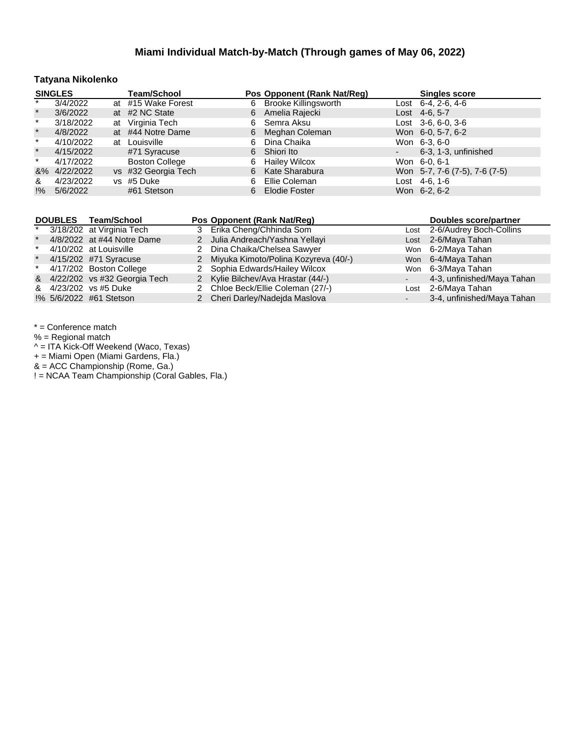## Miami Individual Match-by-Match (Through games of May 06, 2022)

### Tatyana Nikolenko

| SINGLES | | | Team/School | Pos | Opponent (Rank Nat/Reg) | | Singles score |
|---|---|---|---|---|---|---|---|
| * | 3/4/2022 | at | #15 Wake Forest | 6 | Brooke Killingsworth | Lost | 6-4, 2-6, 4-6 |
| * | 3/6/2022 | at | #2 NC State | 6 | Amelia Rajecki | Lost | 4-6, 5-7 |
| * | 3/18/2022 | at | Virginia Tech | 6 | Semra Aksu | Lost | 3-6, 6-0, 3-6 |
| * | 4/8/2022 | at | #44 Notre Dame | 6 | Meghan Coleman | Won | 6-0, 5-7, 6-2 |
| * | 4/10/2022 | at | Louisville | 6 | Dina Chaika | Won | 6-3, 6-0 |
| * | 4/15/2022 | | #71 Syracuse | 6 | Shiori Ito | - | 6-3, 1-3, unfinished |
| * | 4/17/2022 | | Boston College | 6 | Hailey Wilcox | Won | 6-0, 6-1 |
| &% | 4/22/2022 | vs | #32 Georgia Tech | 6 | Kate Sharabura | Won | 5-7, 7-6 (7-5), 7-6 (7-5) |
| & | 4/23/2022 | vs | #5 Duke | 6 | Ellie Coleman | Lost | 4-6, 1-6 |
| !% | 5/6/2022 | | #61 Stetson | 6 | Elodie Foster | Won | 6-2, 6-2 |

| DOUBLES | | Team/School | Pos | Opponent (Rank Nat/Reg) | | Doubles score/partner |
|---|---|---|---|---|---|---|
| * | 3/18/202 | at Virginia Tech | 3 | Erika Cheng/Chhinda Som | Lost | 2-6/Audrey Boch-Collins |
| * | 4/8/2022 | at #44 Notre Dame | 2 | Julia Andreach/Yashna Yellayi | Lost | 2-6/Maya Tahan |
| * | 4/10/202 | at Louisville | 2 | Dina Chaika/Chelsea Sawyer | Won | 6-2/Maya Tahan |
| * | 4/15/202 | #71 Syracuse | 2 | Miyuka Kimoto/Polina Kozyreva (40/-) | Won | 6-4/Maya Tahan |
| * | 4/17/202 | Boston College | 2 | Sophia Edwards/Hailey Wilcox | Won | 6-3/Maya Tahan |
| & | 4/22/202 | vs #32 Georgia Tech | 2 | Kylie Bilchev/Ava Hrastar (44/-) | - | 4-3, unfinished/Maya Tahan |
| & | 4/23/202 | vs #5 Duke | 2 | Chloe Beck/Ellie Coleman (27/-) | Lost | 2-6/Maya Tahan |
| !% | 5/6/2022 | #61 Stetson | 2 | Cheri Darley/Nadejda Maslova | - | 3-4, unfinished/Maya Tahan |

* = Conference match
% = Regional match
^ = ITA Kick-Off Weekend (Waco, Texas)
+ = Miami Open (Miami Gardens, Fla.)
& = ACC Championship (Rome, Ga.)
! = NCAA Team Championship (Coral Gables, Fla.)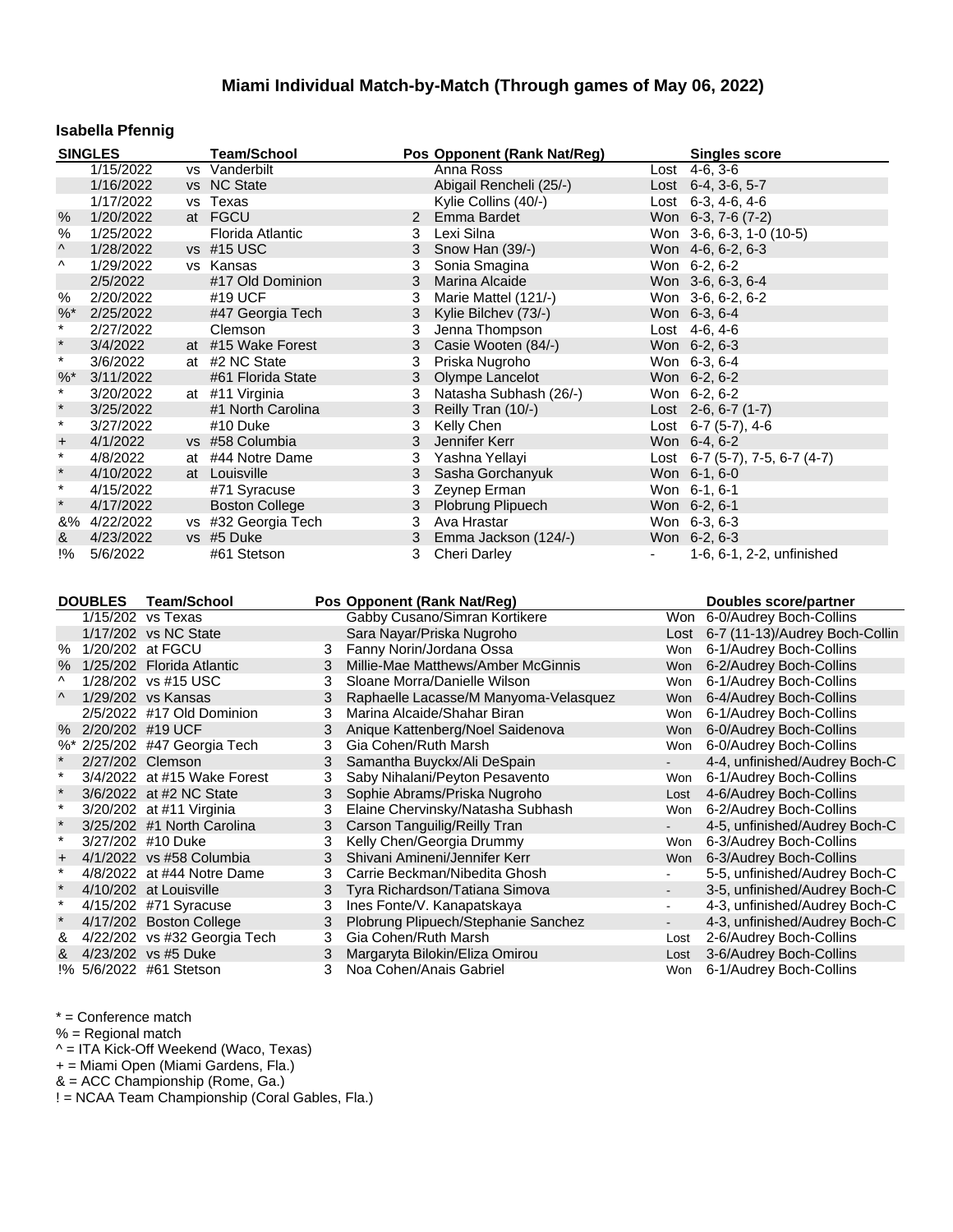# Miami Individual Match-by-Match (Through games of May 06, 2022)

## Isabella Pfennig

| | SINGLES | | Team/School | Pos | Opponent (Rank Nat/Reg) | | Singles score |
|---|---|---|---|---|---|---|---|
| | 1/15/2022 | vs | Vanderbilt | | Anna Ross | Lost | 4-6, 3-6 |
| | 1/16/2022 | vs | NC State | | Abigail Rencheli (25/-) | Lost | 6-4, 3-6, 5-7 |
| | 1/17/2022 | vs | Texas | | Kylie Collins (40/-) | Lost | 6-3, 4-6, 4-6 |
| % | 1/20/2022 | at | FGCU | 2 | Emma Bardet | Won | 6-3, 7-6 (7-2) |
| % | 1/25/2022 | | Florida Atlantic | 3 | Lexi Silna | Won | 3-6, 6-3, 1-0 (10-5) |
| ^ | 1/28/2022 | vs | #15 USC | 3 | Snow Han (39/-) | Won | 4-6, 6-2, 6-3 |
| ^ | 1/29/2022 | vs | Kansas | 3 | Sonia Smagina | Won | 6-2, 6-2 |
| | 2/5/2022 | | #17 Old Dominion | 3 | Marina Alcaide | Won | 3-6, 6-3, 6-4 |
| % | 2/20/2022 | | #19 UCF | 3 | Marie Mattel (121/-) | Won | 3-6, 6-2, 6-2 |
| %* | 2/25/2022 | | #47 Georgia Tech | 3 | Kylie Bilchev (73/-) | Won | 6-3, 6-4 |
| * | 2/27/2022 | | Clemson | 3 | Jenna Thompson | Lost | 4-6, 4-6 |
| * | 3/4/2022 | at | #15 Wake Forest | 3 | Casie Wooten (84/-) | Won | 6-2, 6-3 |
| * | 3/6/2022 | at | #2 NC State | 3 | Priska Nugroho | Won | 6-3, 6-4 |
| %* | 3/11/2022 | | #61 Florida State | 3 | Olympe Lancelot | Won | 6-2, 6-2 |
| * | 3/20/2022 | at | #11 Virginia | 3 | Natasha Subhash (26/-) | Won | 6-2, 6-2 |
| * | 3/25/2022 | | #1 North Carolina | 3 | Reilly Tran (10/-) | Lost | 2-6, 6-7 (1-7) |
| * | 3/27/2022 | | #10 Duke | 3 | Kelly Chen | Lost | 6-7 (5-7), 4-6 |
| + | 4/1/2022 | vs | #58 Columbia | 3 | Jennifer Kerr | Won | 6-4, 6-2 |
| * | 4/8/2022 | at | #44 Notre Dame | 3 | Yashna Yellayi | Lost | 6-7 (5-7), 7-5, 6-7 (4-7) |
| * | 4/10/2022 | at | Louisville | 3 | Sasha Gorchanyuk | Won | 6-1, 6-0 |
| * | 4/15/2022 | | #71 Syracuse | 3 | Zeynep Erman | Won | 6-1, 6-1 |
| * | 4/17/2022 | | Boston College | 3 | Plobrung Plipuech | Won | 6-2, 6-1 |
| &% | 4/22/2022 | vs | #32 Georgia Tech | 3 | Ava Hrastar | Won | 6-3, 6-3 |
| & | 4/23/2022 | vs | #5 Duke | 3 | Emma Jackson (124/-) | Won | 6-2, 6-3 |
| !% | 5/6/2022 | | #61 Stetson | 3 | Cheri Darley | - | 1-6, 6-1, 2-2, unfinished |

| | DOUBLES | Team/School | Pos | Opponent (Rank Nat/Reg) | | Doubles score/partner |
|---|---|---|---|---|---|---|
| | 1/15/202 | vs Texas | | Gabby Cusano/Simran Kortikere | Won | 6-0/Audrey Boch-Collins |
| | 1/17/202 | vs NC State | | Sara Nayar/Priska Nugroho | Lost | 6-7 (11-13)/Audrey Boch-Collin |
| % | 1/20/202 | at FGCU | 3 | Fanny Norin/Jordana Ossa | Won | 6-1/Audrey Boch-Collins |
| % | 1/25/202 | Florida Atlantic | 3 | Millie-Mae Matthews/Amber McGinnis | Won | 6-2/Audrey Boch-Collins |
| ^ | 1/28/202 | vs #15 USC | 3 | Sloane Morra/Danielle Wilson | Won | 6-1/Audrey Boch-Collins |
| ^ | 1/29/202 | vs Kansas | 3 | Raphaelle Lacasse/M Manyoma-Velasquez | Won | 6-4/Audrey Boch-Collins |
| | 2/5/2022 | #17 Old Dominion | 3 | Marina Alcaide/Shahar Biran | Won | 6-1/Audrey Boch-Collins |
| % | 2/20/202 | #19 UCF | 3 | Anique Kattenberg/Noel Saidenova | Won | 6-0/Audrey Boch-Collins |
| %* | 2/25/202 | #47 Georgia Tech | 3 | Gia Cohen/Ruth Marsh | Won | 6-0/Audrey Boch-Collins |
| * | 2/27/202 | Clemson | 3 | Samantha Buyckx/Ali DeSpain | - | 4-4, unfinished/Audrey Boch-C |
| * | 3/4/2022 | at #15 Wake Forest | 3 | Saby Nihalani/Peyton Pesavento | Won | 6-1/Audrey Boch-Collins |
| * | 3/6/2022 | at #2 NC State | 3 | Sophie Abrams/Priska Nugroho | Lost | 4-6/Audrey Boch-Collins |
| * | 3/20/202 | at #11 Virginia | 3 | Elaine Chervinsky/Natasha Subhash | Won | 6-2/Audrey Boch-Collins |
| * | 3/25/202 | #1 North Carolina | 3 | Carson Tanguilig/Reilly Tran | - | 4-5, unfinished/Audrey Boch-C |
| * | 3/27/202 | #10 Duke | 3 | Kelly Chen/Georgia Drummy | Won | 6-3/Audrey Boch-Collins |
| + | 4/1/2022 | vs #58 Columbia | 3 | Shivani Amineni/Jennifer Kerr | Won | 6-3/Audrey Boch-Collins |
| * | 4/8/2022 | at #44 Notre Dame | 3 | Carrie Beckman/Nibedita Ghosh | - | 5-5, unfinished/Audrey Boch-C |
| * | 4/10/202 | at Louisville | 3 | Tyra Richardson/Tatiana Simova | - | 3-5, unfinished/Audrey Boch-C |
| * | 4/15/202 | #71 Syracuse | 3 | Ines Fonte/V. Kanapatskaya | - | 4-3, unfinished/Audrey Boch-C |
| * | 4/17/202 | Boston College | 3 | Plobrung Plipuech/Stephanie Sanchez | - | 4-3, unfinished/Audrey Boch-C |
| & | 4/22/202 | vs #32 Georgia Tech | 3 | Gia Cohen/Ruth Marsh | Lost | 2-6/Audrey Boch-Collins |
| & | 4/23/202 | vs #5 Duke | 3 | Margaryta Bilokin/Eliza Omirou | Lost | 3-6/Audrey Boch-Collins |
| !% | 5/6/2022 | #61 Stetson | 3 | Noa Cohen/Anais Gabriel | Won | 6-1/Audrey Boch-Collins |

* = Conference match
% = Regional match
^ = ITA Kick-Off Weekend (Waco, Texas)
+ = Miami Open (Miami Gardens, Fla.)
& = ACC Championship (Rome, Ga.)
! = NCAA Team Championship (Coral Gables, Fla.)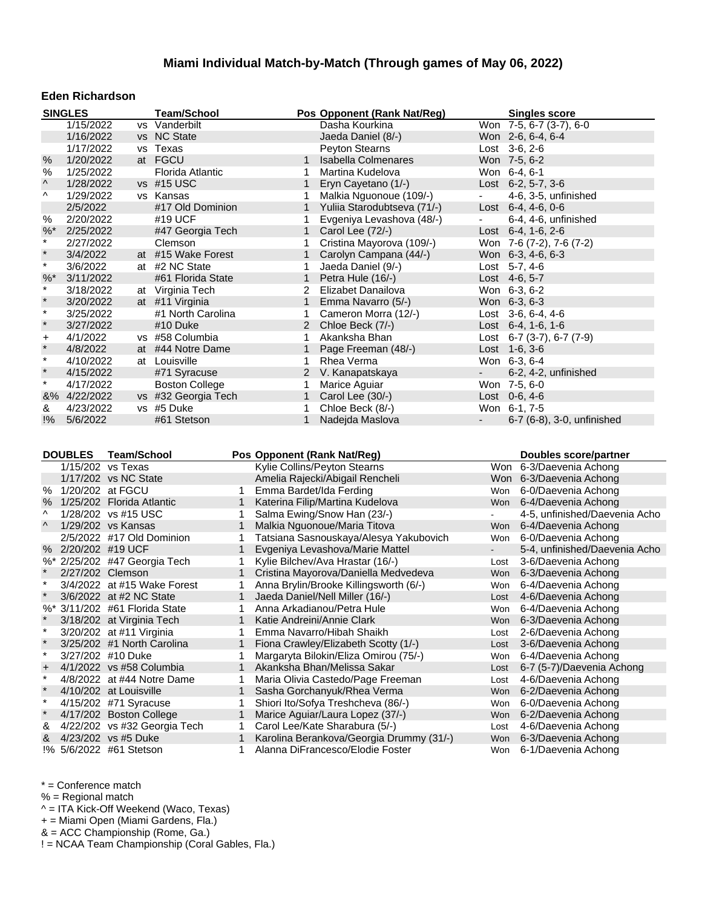# Miami Individual Match-by-Match (Through games of May 06, 2022)

## Eden Richardson

| SINGLES | | | Team/School | Pos | Opponent (Rank Nat/Reg) | | Singles score |
|---|---|---|---|---|---|---|---|
| | 1/15/2022 | vs | Vanderbilt | | Dasha Kourkina | Won | 7-5, 6-7 (3-7), 6-0 |
| | 1/16/2022 | vs | NC State | | Jaeda Daniel (8/-) | Won | 2-6, 6-4, 6-4 |
| | 1/17/2022 | vs | Texas | | Peyton Stearns | Lost | 3-6, 2-6 |
| % | 1/20/2022 | at | FGCU | 1 | Isabella Colmenares | Won | 7-5, 6-2 |
| % | 1/25/2022 | | Florida Atlantic | 1 | Martina Kudelova | Won | 6-4, 6-1 |
| ^ | 1/28/2022 | vs | #15 USC | 1 | Eryn Cayetano (1/-) | Lost | 6-2, 5-7, 3-6 |
| ^ | 1/29/2022 | vs | Kansas | 1 | Malkia Nguonoue (109/-) | - | 4-6, 3-5, unfinished |
| | 2/5/2022 | | #17 Old Dominion | 1 | Yuliia Starodubtseva (71/-) | Lost | 6-4, 4-6, 0-6 |
| % | 2/20/2022 | | #19 UCF | 1 | Evgeniya Levashova (48/-) | - | 6-4, 4-6, unfinished |
| %* | 2/25/2022 | | #47 Georgia Tech | 1 | Carol Lee (72/-) | Lost | 6-4, 1-6, 2-6 |
| * | 2/27/2022 | | Clemson | 1 | Cristina Mayorova (109/-) | Won | 7-6 (7-2), 7-6 (7-2) |
| * | 3/4/2022 | at | #15 Wake Forest | 1 | Carolyn Campana (44/-) | Won | 6-3, 4-6, 6-3 |
| * | 3/6/2022 | at | #2 NC State | 1 | Jaeda Daniel (9/-) | Lost | 5-7, 4-6 |
| %* | 3/11/2022 | | #61 Florida State | 1 | Petra Hule (16/-) | Lost | 4-6, 5-7 |
| * | 3/18/2022 | at | Virginia Tech | 2 | Elizabet Danailova | Won | 6-3, 6-2 |
| * | 3/20/2022 | at | #11 Virginia | 1 | Emma Navarro (5/-) | Won | 6-3, 6-3 |
| * | 3/25/2022 | | #1 North Carolina | 1 | Cameron Morra (12/-) | Lost | 3-6, 6-4, 4-6 |
| * | 3/27/2022 | | #10 Duke | 2 | Chloe Beck (7/-) | Lost | 6-4, 1-6, 1-6 |
| + | 4/1/2022 | vs | #58 Columbia | 1 | Akanksha Bhan | Lost | 6-7 (3-7), 6-7 (7-9) |
| * | 4/8/2022 | at | #44 Notre Dame | 1 | Page Freeman (48/-) | Lost | 1-6, 3-6 |
| * | 4/10/2022 | at | Louisville | 1 | Rhea Verma | Won | 6-3, 6-4 |
| * | 4/15/2022 | | #71 Syracuse | 2 | V. Kanapatskaya | - | 6-2, 4-2, unfinished |
| * | 4/17/2022 | | Boston College | 1 | Marice Aguiar | Won | 7-5, 6-0 |
| &% | 4/22/2022 | vs | #32 Georgia Tech | 1 | Carol Lee (30/-) | Lost | 0-6, 4-6 |
| & | 4/23/2022 | vs | #5 Duke | 1 | Chloe Beck (8/-) | Won | 6-1, 7-5 |
| !% | 5/6/2022 | | #61 Stetson | 1 | Nadejda Maslova | - | 6-7 (6-8), 3-0, unfinished |

| DOUBLES | | Team/School | Pos | Opponent (Rank Nat/Reg) | | Doubles score/partner |
|---|---|---|---|---|---|---|
| | 1/15/202 | vs Texas | | Kylie Collins/Peyton Stearns | Won | 6-3/Daevenia Achong |
| | 1/17/202 | vs NC State | | Amelia Rajecki/Abigail Rencheli | Won | 6-3/Daevenia Achong |
| % | 1/20/202 | at FGCU | 1 | Emma Bardet/Ida Ferding | Won | 6-0/Daevenia Achong |
| % | 1/25/202 | Florida Atlantic | 1 | Katerina Filip/Martina Kudelova | Won | 6-4/Daevenia Achong |
| ^ | 1/28/202 | vs #15 USC | 1 | Salma Ewing/Snow Han (23/-) | - | 4-5, unfinished/Daevenia Acho |
| ^ | 1/29/202 | vs Kansas | 1 | Malkia Nguonoue/Maria Titova | Won | 6-4/Daevenia Achong |
| | 2/5/2022 | #17 Old Dominion | 1 | Tatsiana Sasnouskaya/Alesya Yakubovich | Won | 6-0/Daevenia Achong |
| % | 2/20/202 | #19 UCF | 1 | Evgeniya Levashova/Marie Mattel | - | 5-4, unfinished/Daevenia Acho |
| %* | 2/25/202 | #47 Georgia Tech | 1 | Kylie Bilchev/Ava Hrastar (16/-) | Lost | 3-6/Daevenia Achong |
| * | 2/27/202 | Clemson | 1 | Cristina Mayorova/Daniella Medvedeva | Won | 6-3/Daevenia Achong |
| * | 3/4/2022 | at #15 Wake Forest | 1 | Anna Brylin/Brooke Killingsworth (6/-) | Won | 6-4/Daevenia Achong |
| * | 3/6/2022 | at #2 NC State | 1 | Jaeda Daniel/Nell Miller (16/-) | Lost | 4-6/Daevenia Achong |
| %* | 3/11/202 | #61 Florida State | 1 | Anna Arkadianou/Petra Hule | Won | 6-4/Daevenia Achong |
| * | 3/18/202 | at Virginia Tech | 1 | Katie Andreini/Annie Clark | Won | 6-3/Daevenia Achong |
| * | 3/20/202 | at #11 Virginia | 1 | Emma Navarro/Hibah Shaikh | Lost | 2-6/Daevenia Achong |
| * | 3/25/202 | #1 North Carolina | 1 | Fiona Crawley/Elizabeth Scotty (1/-) | Lost | 3-6/Daevenia Achong |
| * | 3/27/202 | #10 Duke | 1 | Margaryta Bilokin/Eliza Omirou (75/-) | Won | 6-4/Daevenia Achong |
| + | 4/1/2022 | vs #58 Columbia | 1 | Akanksha Bhan/Melissa Sakar | Lost | 6-7 (5-7)/Daevenia Achong |
| * | 4/8/2022 | at #44 Notre Dame | 1 | Maria Olivia Castedo/Page Freeman | Lost | 4-6/Daevenia Achong |
| * | 4/10/202 | at Louisville | 1 | Sasha Gorchanyuk/Rhea Verma | Won | 6-2/Daevenia Achong |
| * | 4/15/202 | #71 Syracuse | 1 | Shiori Ito/Sofya Treshcheva (86/-) | Won | 6-0/Daevenia Achong |
| * | 4/17/202 | Boston College | 1 | Marice Aguiar/Laura Lopez (37/-) | Won | 6-2/Daevenia Achong |
| & | 4/22/202 | vs #32 Georgia Tech | 1 | Carol Lee/Kate Sharabura (5/-) | Lost | 4-6/Daevenia Achong |
| & | 4/23/202 | vs #5 Duke | 1 | Karolina Berankova/Georgia Drummy (31/-) | Won | 6-3/Daevenia Achong |
| !% | 5/6/2022 | #61 Stetson | 1 | Alanna DiFrancesco/Elodie Foster | Won | 6-1/Daevenia Achong |

* = Conference match
% = Regional match
^ = ITA Kick-Off Weekend (Waco, Texas)
+ = Miami Open (Miami Gardens, Fla.)
& = ACC Championship (Rome, Ga.)
! = NCAA Team Championship (Coral Gables, Fla.)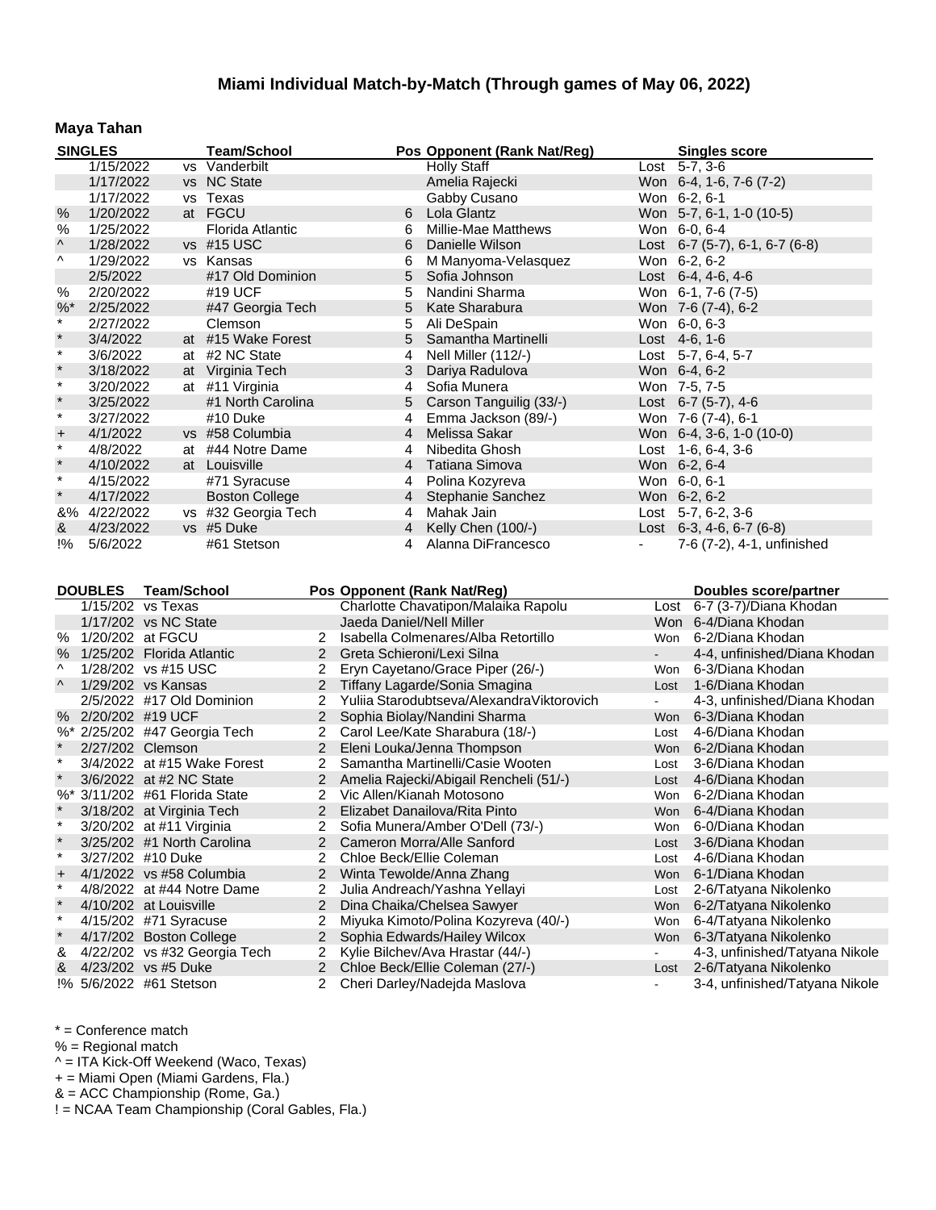# Miami Individual Match-by-Match (Through games of May 06, 2022)

## Maya Tahan

| SINGLES | | | Team/School | Pos | Opponent (Rank Nat/Reg) | | Singles score |
|---|---|---|---|---|---|---|---|
| | 1/15/2022 | vs | Vanderbilt | | Holly Staff | Lost | 5-7, 3-6 |
| | 1/17/2022 | vs | NC State | | Amelia Rajecki | Won | 6-4, 1-6, 7-6 (7-2) |
| | 1/17/2022 | vs | Texas | | Gabby Cusano | Won | 6-2, 6-1 |
| % | 1/20/2022 | at | FGCU | 6 | Lola Glantz | Won | 5-7, 6-1, 1-0 (10-5) |
| % | 1/25/2022 | | Florida Atlantic | 6 | Millie-Mae Matthews | Won | 6-0, 6-4 |
| ^ | 1/28/2022 | vs | #15 USC | 6 | Danielle Wilson | Lost | 6-7 (5-7), 6-1, 6-7 (6-8) |
| ^ | 1/29/2022 | vs | Kansas | 6 | M Manyoma-Velasquez | Won | 6-2, 6-2 |
| | 2/5/2022 | | #17 Old Dominion | 5 | Sofia Johnson | Lost | 6-4, 4-6, 4-6 |
| % | 2/20/2022 | | #19 UCF | 5 | Nandini Sharma | Won | 6-1, 7-6 (7-5) |
| %* | 2/25/2022 | | #47 Georgia Tech | 5 | Kate Sharabura | Won | 7-6 (7-4), 6-2 |
| * | 2/27/2022 | | Clemson | 5 | Ali DeSpain | Won | 6-0, 6-3 |
| * | 3/4/2022 | at | #15 Wake Forest | 5 | Samantha Martinelli | Lost | 4-6, 1-6 |
| * | 3/6/2022 | at | #2 NC State | 4 | Nell Miller (112/-) | Lost | 5-7, 6-4, 5-7 |
| * | 3/18/2022 | at | Virginia Tech | 3 | Dariya Radulova | Won | 6-4, 6-2 |
| * | 3/20/2022 | at | #11 Virginia | 4 | Sofia Munera | Won | 7-5, 7-5 |
| * | 3/25/2022 | | #1 North Carolina | 5 | Carson Tanguilig (33/-) | Lost | 6-7 (5-7), 4-6 |
| * | 3/27/2022 | | #10 Duke | 4 | Emma Jackson (89/-) | Won | 7-6 (7-4), 6-1 |
| + | 4/1/2022 | vs | #58 Columbia | 4 | Melissa Sakar | Won | 6-4, 3-6, 1-0 (10-0) |
| * | 4/8/2022 | at | #44 Notre Dame | 4 | Nibedita Ghosh | Lost | 1-6, 6-4, 3-6 |
| * | 4/10/2022 | at | Louisville | 4 | Tatiana Simova | Won | 6-2, 6-4 |
| * | 4/15/2022 | | #71 Syracuse | 4 | Polina Kozyreva | Won | 6-0, 6-1 |
| * | 4/17/2022 | | Boston College | 4 | Stephanie Sanchez | Won | 6-2, 6-2 |
| &% | 4/22/2022 | vs | #32 Georgia Tech | 4 | Mahak Jain | Lost | 5-7, 6-2, 3-6 |
| & | 4/23/2022 | vs | #5 Duke | 4 | Kelly Chen (100/-) | Lost | 6-3, 4-6, 6-7 (6-8) |
| !% | 5/6/2022 | | #61 Stetson | 4 | Alanna DiFrancesco | - | 7-6 (7-2), 4-1, unfinished |

| DOUBLES | | Team/School | Pos | Opponent (Rank Nat/Reg) | | Doubles score/partner |
|---|---|---|---|---|---|---|
| | 1/15/202 | vs Texas | | Charlotte Chavatipon/Malaika Rapolu | Lost | 6-7 (3-7)/Diana Khodan |
| | 1/17/202 | vs NC State | | Jaeda Daniel/Nell Miller | Won | 6-4/Diana Khodan |
| % | 1/20/202 | at FGCU | 2 | Isabella Colmenares/Alba Retortillo | Won | 6-2/Diana Khodan |
| % | 1/25/202 | Florida Atlantic | 2 | Greta Schieroni/Lexi Silna | - | 4-4, unfinished/Diana Khodan |
| ^ | 1/28/202 | vs #15 USC | 2 | Eryn Cayetano/Grace Piper (26/-) | Won | 6-3/Diana Khodan |
| ^ | 1/29/202 | vs Kansas | 2 | Tiffany Lagarde/Sonia Smagina | Lost | 1-6/Diana Khodan |
| | 2/5/2022 | #17 Old Dominion | 2 | Yuliia Starodubtseva/AlexandraViktorovich | - | 4-3, unfinished/Diana Khodan |
| % | 2/20/202 | #19 UCF | 2 | Sophia Biolay/Nandini Sharma | Won | 6-3/Diana Khodan |
| %* | 2/25/202 | #47 Georgia Tech | 2 | Carol Lee/Kate Sharabura (18/-) | Lost | 4-6/Diana Khodan |
| * | 2/27/202 | Clemson | 2 | Eleni Louka/Jenna Thompson | Won | 6-2/Diana Khodan |
| * | 3/4/2022 | at #15 Wake Forest | 2 | Samantha Martinelli/Casie Wooten | Lost | 3-6/Diana Khodan |
| * | 3/6/2022 | at #2 NC State | 2 | Amelia Rajecki/Abigail Rencheli (51/-) | Lost | 4-6/Diana Khodan |
| %* | 3/11/202 | #61 Florida State | 2 | Vic Allen/Kianah Motosono | Won | 6-2/Diana Khodan |
| * | 3/18/202 | at Virginia Tech | 2 | Elizabet Danailova/Rita Pinto | Won | 6-4/Diana Khodan |
| * | 3/20/202 | at #11 Virginia | 2 | Sofia Munera/Amber O'Dell (73/-) | Won | 6-0/Diana Khodan |
| * | 3/25/202 | #1 North Carolina | 2 | Cameron Morra/Alle Sanford | Lost | 3-6/Diana Khodan |
| * | 3/27/202 | #10 Duke | 2 | Chloe Beck/Ellie Coleman | Lost | 4-6/Diana Khodan |
| + | 4/1/2022 | vs #58 Columbia | 2 | Winta Tewolde/Anna Zhang | Won | 6-1/Diana Khodan |
| * | 4/8/2022 | at #44 Notre Dame | 2 | Julia Andreach/Yashna Yellayi | Lost | 2-6/Tatyana Nikolenko |
| * | 4/10/202 | at Louisville | 2 | Dina Chaika/Chelsea Sawyer | Won | 6-2/Tatyana Nikolenko |
| * | 4/15/202 | #71 Syracuse | 2 | Miyuka Kimoto/Polina Kozyreva (40/-) | Won | 6-4/Tatyana Nikolenko |
| * | 4/17/202 | Boston College | 2 | Sophia Edwards/Hailey Wilcox | Won | 6-3/Tatyana Nikolenko |
| & | 4/22/202 | vs #32 Georgia Tech | 2 | Kylie Bilchev/Ava Hrastar (44/-) | - | 4-3, unfinished/Tatyana Nikole |
| & | 4/23/202 | vs #5 Duke | 2 | Chloe Beck/Ellie Coleman (27/-) | Lost | 2-6/Tatyana Nikolenko |
| !% | 5/6/2022 | #61 Stetson | 2 | Cheri Darley/Nadejda Maslova | - | 3-4, unfinished/Tatyana Nikole |

* = Conference match
% = Regional match
^ = ITA Kick-Off Weekend (Waco, Texas)
+ = Miami Open (Miami Gardens, Fla.)
& = ACC Championship (Rome, Ga.)
! = NCAA Team Championship (Coral Gables, Fla.)